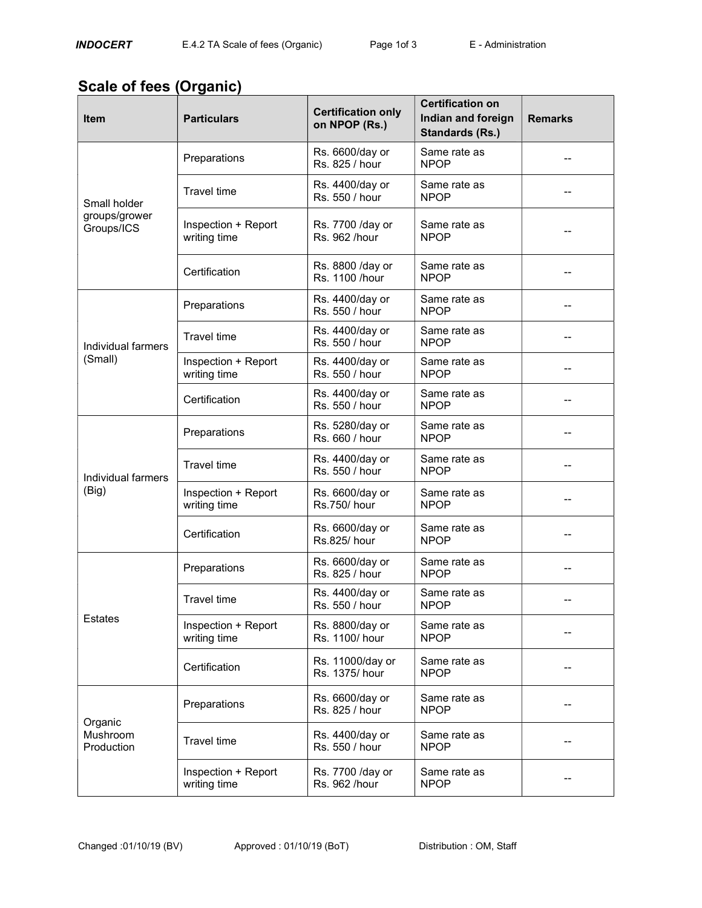# Scale of fees (Organic)

| Item | Particulars | Certification only on NPOP (Rs.) | Certification on Indian and foreign Standards (Rs.) | Remarks |
|---|---|---|---|---|
| Small holder groups/grower Groups/ICS | Preparations | Rs. 6600/day or Rs. 825 / hour | Same rate as NPOP | -- |
| | Travel time | Rs. 4400/day or Rs. 550 / hour | Same rate as NPOP | -- |
| | Inspection + Report writing time | Rs. 7700 /day or Rs. 962 /hour | Same rate as NPOP | -- |
| | Certification | Rs. 8800 /day or Rs. 1100 /hour | Same rate as NPOP | -- |
| Individual farmers (Small) | Preparations | Rs. 4400/day or Rs. 550 / hour | Same rate as NPOP | -- |
| | Travel time | Rs. 4400/day or Rs. 550 / hour | Same rate as NPOP | -- |
| | Inspection + Report writing time | Rs. 4400/day or Rs. 550 / hour | Same rate as NPOP | -- |
| | Certification | Rs. 4400/day or Rs. 550 / hour | Same rate as NPOP | -- |
| Individual farmers (Big) | Preparations | Rs. 5280/day or Rs. 660 / hour | Same rate as NPOP | -- |
| | Travel time | Rs. 4400/day or Rs. 550 / hour | Same rate as NPOP | -- |
| | Inspection + Report writing time | Rs. 6600/day or Rs.750/ hour | Same rate as NPOP | -- |
| | Certification | Rs. 6600/day or Rs.825/ hour | Same rate as NPOP | -- |
| Estates | Preparations | Rs. 6600/day or Rs. 825 / hour | Same rate as NPOP | -- |
| | Travel time | Rs. 4400/day or Rs. 550 / hour | Same rate as NPOP | -- |
| | Inspection + Report writing time | Rs. 8800/day or Rs. 1100/ hour | Same rate as NPOP | -- |
| | Certification | Rs. 11000/day or Rs. 1375/ hour | Same rate as NPOP | -- |
| Organic Mushroom Production | Preparations | Rs. 6600/day or Rs. 825 / hour | Same rate as NPOP | -- |
| | Travel time | Rs. 4400/day or Rs. 550 / hour | Same rate as NPOP | -- |
| | Inspection + Report writing time | Rs. 7700 /day or Rs. 962 /hour | Same rate as NPOP | -- |

Changed :01/10/19 (BV) Approved : 01/10/19 (BoT) Distribution : OM, Staff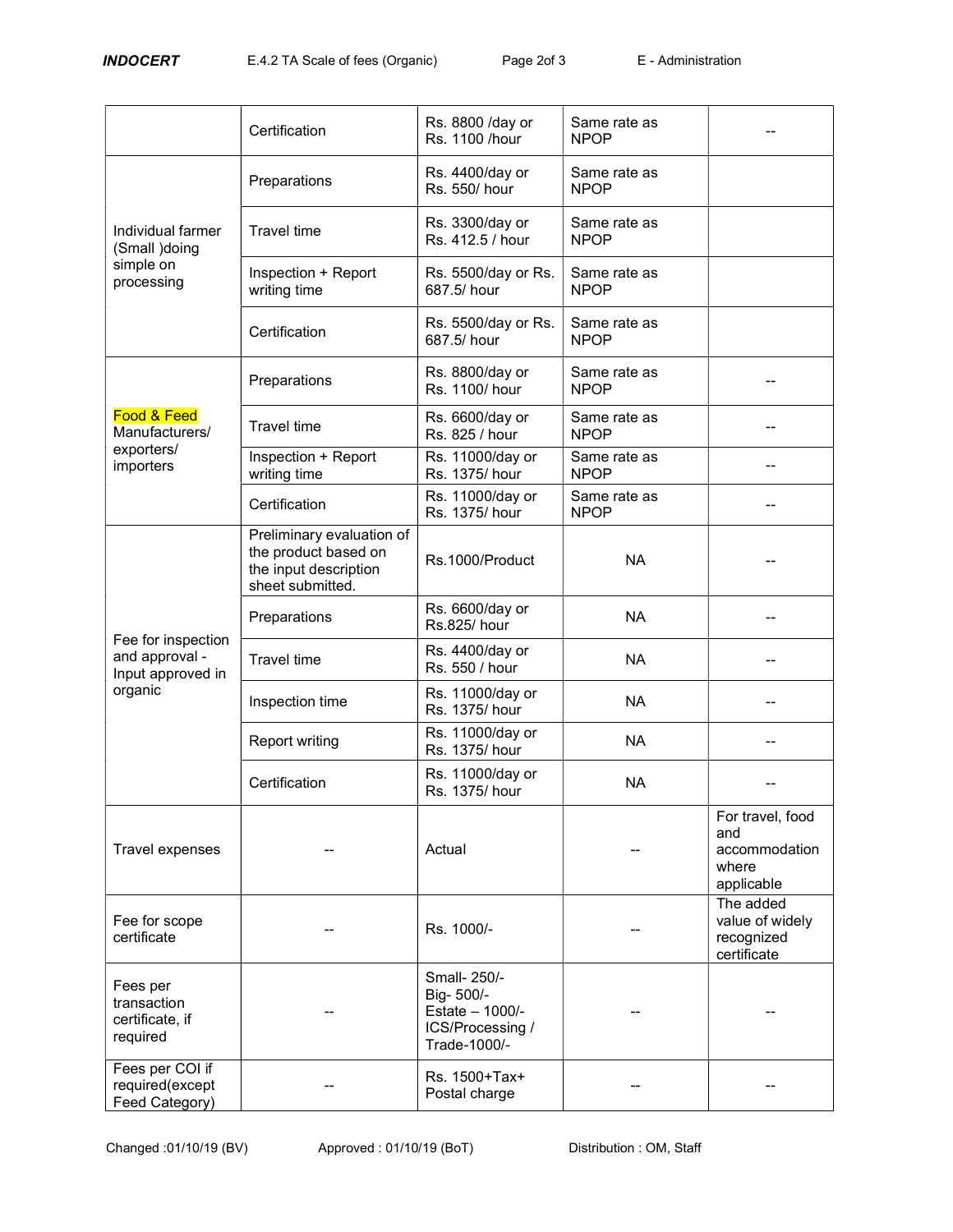| | | | | |
|---|---|---|---|---|
| | Certification | Rs. 8800 /day or Rs. 1100 /hour | Same rate as NPOP | -- |
| Individual farmer (Small )doing simple on processing | Preparations | Rs. 4400/day or Rs. 550/ hour | Same rate as NPOP | |
| | Travel time | Rs. 3300/day or Rs. 412.5 / hour | Same rate as NPOP | |
| | Inspection + Report writing time | Rs. 5500/day or Rs. 687.5/ hour | Same rate as NPOP | |
| | Certification | Rs. 5500/day or Rs. 687.5/ hour | Same rate as NPOP | |
| Food & Feed Manufacturers/ exporters/ importers | Preparations | Rs. 8800/day or Rs. 1100/ hour | Same rate as NPOP | -- |
| | Travel time | Rs. 6600/day or Rs. 825 / hour | Same rate as NPOP | -- |
| | Inspection + Report writing time | Rs. 11000/day or Rs. 1375/ hour | Same rate as NPOP | -- |
| | Certification | Rs. 11000/day or Rs. 1375/ hour | Same rate as NPOP | -- |
| Fee for inspection and approval - Input approved in organic | Preliminary evaluation of the product based on the input description sheet submitted. | Rs.1000/Product | NA | -- |
| | Preparations | Rs. 6600/day or Rs.825/ hour | NA | -- |
| | Travel time | Rs. 4400/day or Rs. 550 / hour | NA | -- |
| | Inspection time | Rs. 11000/day or Rs. 1375/ hour | NA | -- |
| | Report writing | Rs. 11000/day or Rs. 1375/ hour | NA | -- |
| | Certification | Rs. 11000/day or Rs. 1375/ hour | NA | -- |
| Travel expenses | -- | Actual | -- | For travel, food and accommodation where applicable |
| Fee for scope certificate | -- | Rs. 1000/- | -- | The added value of widely recognized certificate |
| Fees per transaction certificate, if required | -- | Small- 250/- Big- 500/- Estate – 1000/- ICS/Processing / Trade-1000/- | -- | -- |
| Fees per COI if required(except Feed Category) | -- | Rs. 1500+Tax+ Postal charge | -- | -- |

Changed :01/10/19 (BV) Approved : 01/10/19 (BoT) Distribution : OM, Staff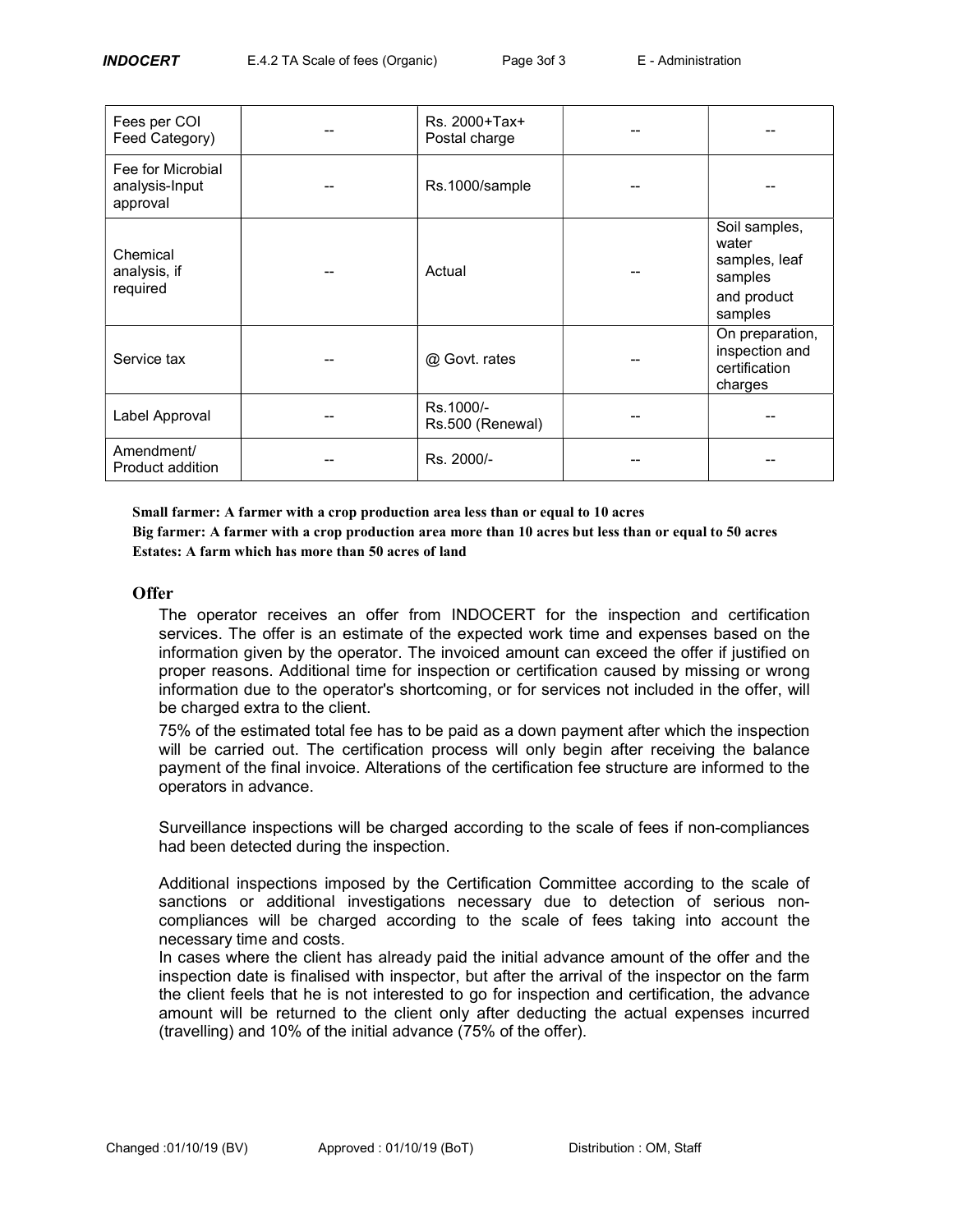| | | | | |
|---|---|---|---|---|
| Fees per COI Feed Category) | -- | Rs. 2000+Tax+ Postal charge | -- | -- |
| Fee for Microbial analysis-Input approval | -- | Rs.1000/sample | -- | -- |
| Chemical analysis, if required | -- | Actual | -- | Soil samples, water samples, leaf samples and product samples |
| Service tax | -- | @ Govt. rates | -- | On preparation, inspection and certification charges |
| Label Approval | -- | Rs.1000/- Rs.500 (Renewal) | -- | -- |
| Amendment/ Product addition | -- | Rs. 2000/- | -- | -- |

**Small farmer: A farmer with a crop production area less than or equal to 10 acres**
**Big farmer: A farmer with a crop production area more than 10 acres but less than or equal to 50 acres**
**Estates: A farm which has more than 50 acres of land**

## Offer

The operator receives an offer from INDOCERT for the inspection and certification services. The offer is an estimate of the expected work time and expenses based on the information given by the operator. The invoiced amount can exceed the offer if justified on proper reasons. Additional time for inspection or certification caused by missing or wrong information due to the operator's shortcoming, or for services not included in the offer, will be charged extra to the client.

75% of the estimated total fee has to be paid as a down payment after which the inspection will be carried out. The certification process will only begin after receiving the balance payment of the final invoice. Alterations of the certification fee structure are informed to the operators in advance.

Surveillance inspections will be charged according to the scale of fees if non-compliances had been detected during the inspection.

Additional inspections imposed by the Certification Committee according to the scale of sanctions or additional investigations necessary due to detection of serious non-compliances will be charged according to the scale of fees taking into account the necessary time and costs.

In cases where the client has already paid the initial advance amount of the offer and the inspection date is finalised with inspector, but after the arrival of the inspector on the farm the client feels that he is not interested to go for inspection and certification, the advance amount will be returned to the client only after deducting the actual expenses incurred (travelling) and 10% of the initial advance (75% of the offer).

Changed :01/10/19 (BV) Approved : 01/10/19 (BoT) Distribution : OM, Staff